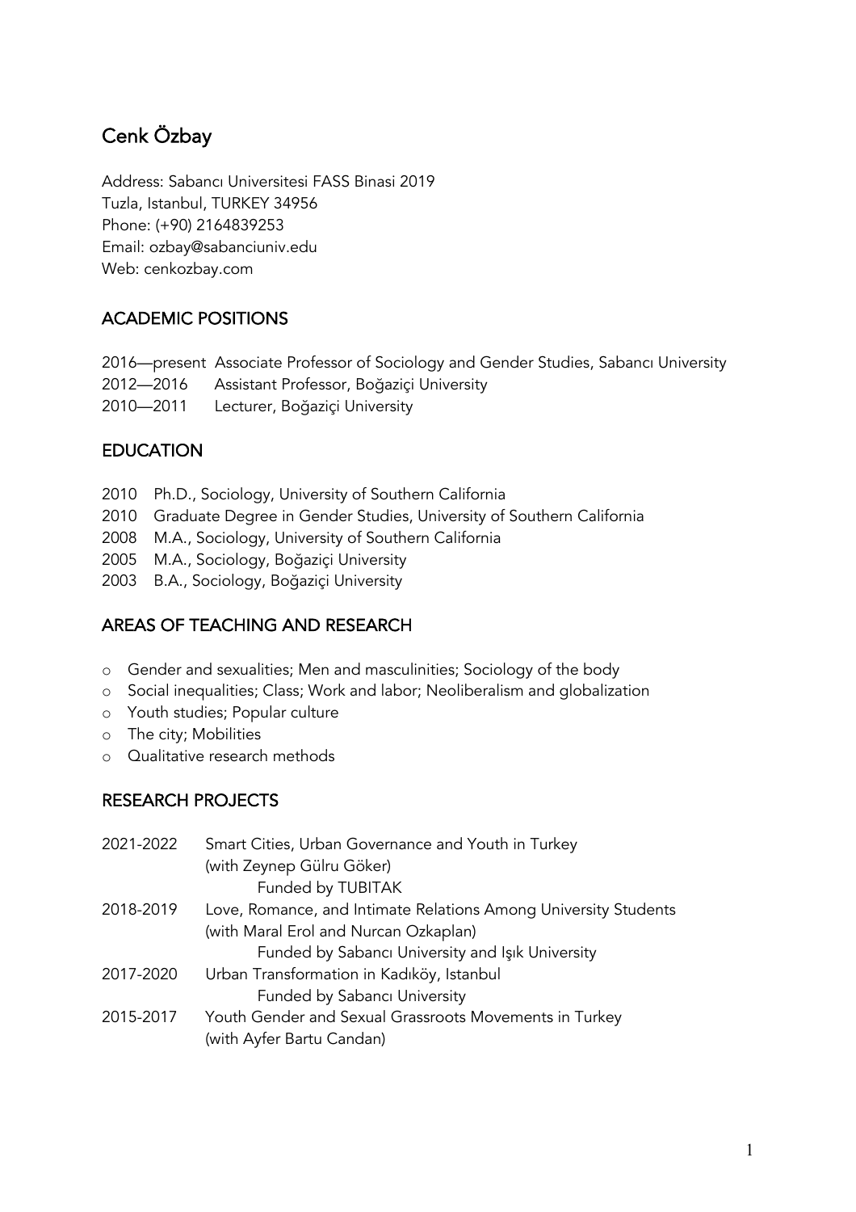# Cenk Özbay

Address: Sabancı Universitesi FASS Binasi 2019
Tuzla, Istanbul, TURKEY 34956
Phone: (+90) 2164839253
Email: ozbay@sabanciuniv.edu
Web: cenkozbay.com

## ACADEMIC POSITIONS

2016—present Associate Professor of Sociology and Gender Studies, Sabancı University
2012—2016 Assistant Professor, Boğaziçi University
2010—2011 Lecturer, Boğaziçi University

## EDUCATION

2010 Ph.D., Sociology, University of Southern California
2010 Graduate Degree in Gender Studies, University of Southern California
2008 M.A., Sociology, University of Southern California
2005 M.A., Sociology, Boğaziçi University
2003 B.A., Sociology, Boğaziçi University

## AREAS OF TEACHING AND RESEARCH

- Gender and sexualities; Men and masculinities; Sociology of the body
- Social inequalities; Class; Work and labor; Neoliberalism and globalization
- Youth studies; Popular culture
- The city; Mobilities
- Qualitative research methods

## RESEARCH PROJECTS

2021-2022 Smart Cities, Urban Governance and Youth in Turkey
(with Zeynep Gülru Göker)
Funded by TUBITAK

2018-2019 Love, Romance, and Intimate Relations Among University Students
(with Maral Erol and Nurcan Ozkaplan)
Funded by Sabancı University and Işık University

2017-2020 Urban Transformation in Kadıköy, Istanbul
Funded by Sabancı University

2015-2017 Youth Gender and Sexual Grassroots Movements in Turkey
(with Ayfer Bartu Candan)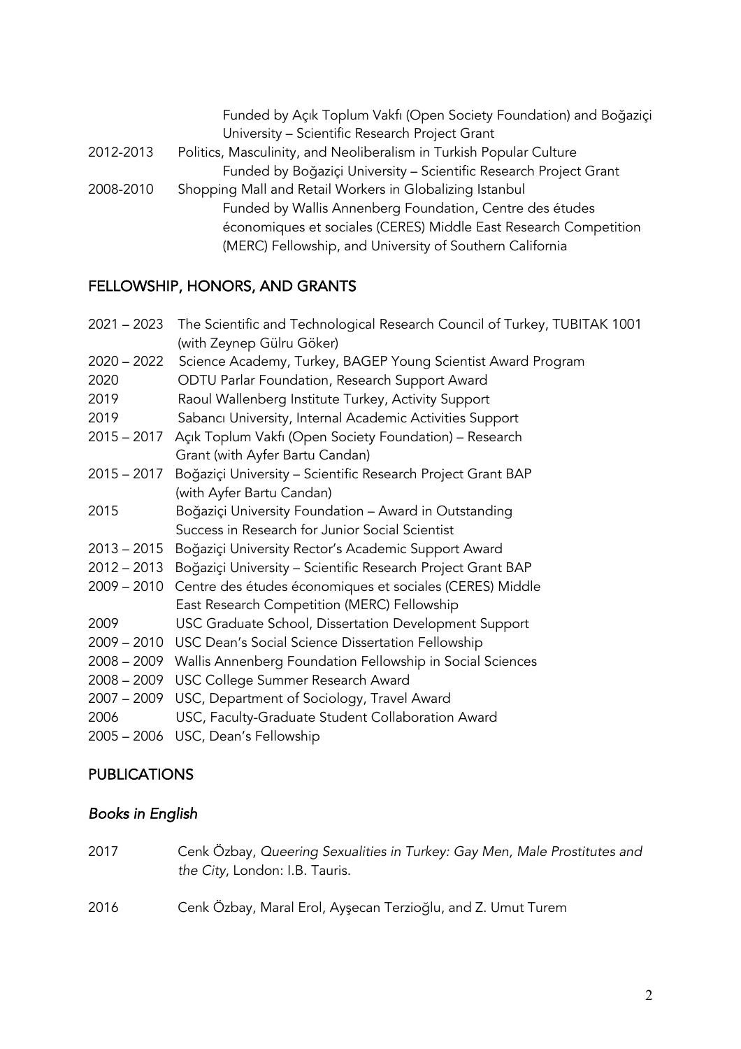Funded by Açık Toplum Vakfı (Open Society Foundation) and Boğaziçi University – Scientific Research Project Grant

2012-2013 Politics, Masculinity, and Neoliberalism in Turkish Popular Culture
Funded by Boğaziçi University – Scientific Research Project Grant

2008-2010 Shopping Mall and Retail Workers in Globalizing Istanbul
Funded by Wallis Annenberg Foundation, Centre des études économiques et sociales (CERES) Middle East Research Competition (MERC) Fellowship, and University of Southern California

## FELLOWSHIP, HONORS, AND GRANTS

2021 – 2023 The Scientific and Technological Research Council of Turkey, TUBITAK 1001 (with Zeynep Gülru Göker)
2020 – 2022 Science Academy, Turkey, BAGEP Young Scientist Award Program
2020 ODTU Parlar Foundation, Research Support Award
2019 Raoul Wallenberg Institute Turkey, Activity Support
2019 Sabancı University, Internal Academic Activities Support
2015 – 2017 Açık Toplum Vakfı (Open Society Foundation) – Research Grant (with Ayfer Bartu Candan)
2015 – 2017 Boğaziçi University – Scientific Research Project Grant BAP (with Ayfer Bartu Candan)
2015 Boğaziçi University Foundation – Award in Outstanding Success in Research for Junior Social Scientist
2013 – 2015 Boğaziçi University Rector's Academic Support Award
2012 – 2013 Boğaziçi University – Scientific Research Project Grant BAP
2009 – 2010 Centre des études économiques et sociales (CERES) Middle East Research Competition (MERC) Fellowship
2009 USC Graduate School, Dissertation Development Support
2009 – 2010 USC Dean's Social Science Dissertation Fellowship
2008 – 2009 Wallis Annenberg Foundation Fellowship in Social Sciences
2008 – 2009 USC College Summer Research Award
2007 – 2009 USC, Department of Sociology, Travel Award
2006 USC, Faculty-Graduate Student Collaboration Award
2005 – 2006 USC, Dean's Fellowship

## PUBLICATIONS

### *Books in English*

2017 Cenk Özbay, *Queering Sexualities in Turkey: Gay Men, Male Prostitutes and the City*, London: I.B. Tauris.

2016 Cenk Özbay, Maral Erol, Ayşecan Terzioğlu, and Z. Umut Turem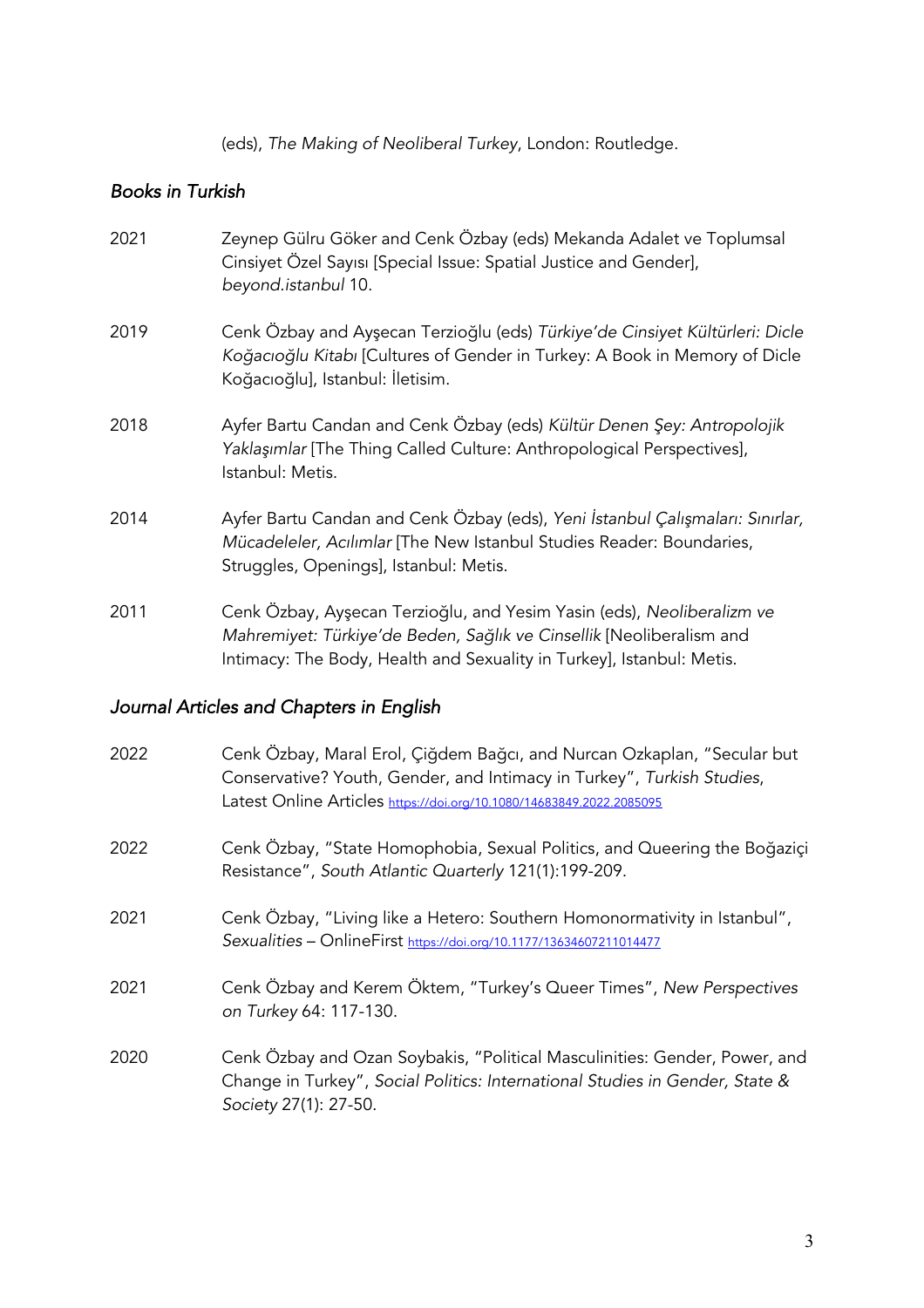(eds), *The Making of Neoliberal Turkey*, London: Routledge.

### *Books in Turkish*

2021 Zeynep Gülru Göker and Cenk Özbay (eds) Mekanda Adalet ve Toplumsal Cinsiyet Özel Sayısı [Special Issue: Spatial Justice and Gender], *beyond.istanbul* 10.

2019 Cenk Özbay and Ayşecan Terzioğlu (eds) *Türkiye'de Cinsiyet Kültürleri: Dicle Koğacıoğlu Kitabı* [Cultures of Gender in Turkey: A Book in Memory of Dicle Koğacıoğlu], Istanbul: İletisim.

2018 Ayfer Bartu Candan and Cenk Özbay (eds) *Kültür Denen Şey: Antropolojik Yaklaşımlar* [The Thing Called Culture: Anthropological Perspectives], Istanbul: Metis.

2014 Ayfer Bartu Candan and Cenk Özbay (eds), *Yeni İstanbul Çalışmaları: Sınırlar, Mücadeleler, Acılımlar* [The New Istanbul Studies Reader: Boundaries, Struggles, Openings], Istanbul: Metis.

2011 Cenk Özbay, Ayşecan Terzioğlu, and Yesim Yasin (eds), *Neoliberalizm ve Mahremiyet: Türkiye'de Beden, Sağlık ve Cinsellik* [Neoliberalism and Intimacy: The Body, Health and Sexuality in Turkey], Istanbul: Metis.

### *Journal Articles and Chapters in English*

2022 Cenk Özbay, Maral Erol, Çiğdem Bağcı, and Nurcan Ozkaplan, "Secular but Conservative? Youth, Gender, and Intimacy in Turkey", *Turkish Studies*, Latest Online Articles https://doi.org/10.1080/14683849.2022.2085095

2022 Cenk Özbay, "State Homophobia, Sexual Politics, and Queering the Boğaziçi Resistance", *South Atlantic Quarterly* 121(1):199-209.

2021 Cenk Özbay, "Living like a Hetero: Southern Homonormativity in Istanbul", *Sexualities* – OnlineFirst https://doi.org/10.1177/13634607211014477

2021 Cenk Özbay and Kerem Öktem, "Turkey's Queer Times", *New Perspectives on Turkey* 64: 117-130.

2020 Cenk Özbay and Ozan Soybakis, "Political Masculinities: Gender, Power, and Change in Turkey", *Social Politics: International Studies in Gender, State & Society* 27(1): 27-50.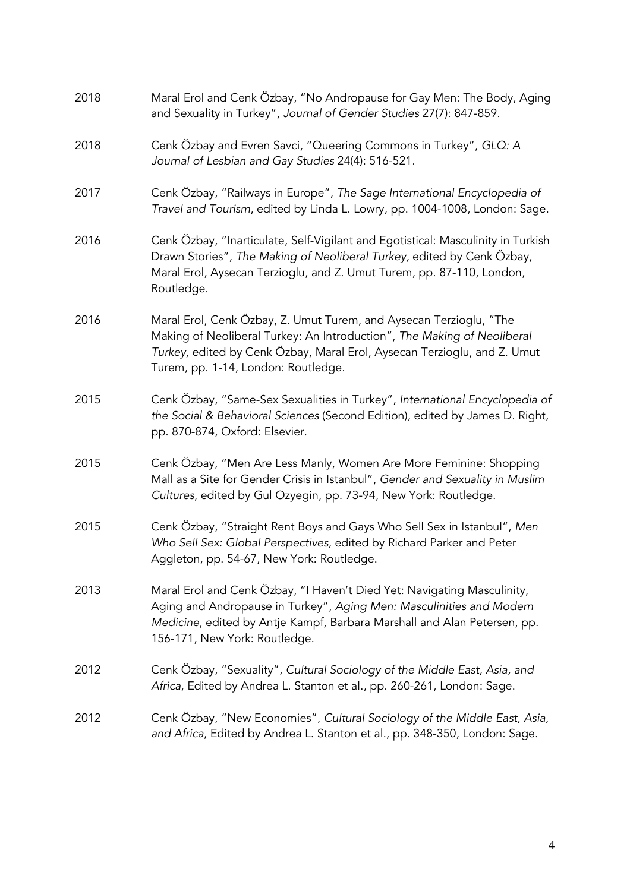2018 Maral Erol and Cenk Özbay, "No Andropause for Gay Men: The Body, Aging and Sexuality in Turkey", *Journal of Gender Studies* 27(7): 847-859.

2018 Cenk Özbay and Evren Savci, "Queering Commons in Turkey", *GLQ: A Journal of Lesbian and Gay Studies* 24(4): 516-521.

2017 Cenk Özbay, "Railways in Europe", *The Sage International Encyclopedia of Travel and Tourism*, edited by Linda L. Lowry, pp. 1004-1008, London: Sage.

2016 Cenk Özbay, "Inarticulate, Self-Vigilant and Egotistical: Masculinity in Turkish Drawn Stories", *The Making of Neoliberal Turkey,* edited by Cenk Özbay, Maral Erol, Aysecan Terzioglu, and Z. Umut Turem, pp. 87-110, London, Routledge.

2016 Maral Erol, Cenk Özbay, Z. Umut Turem, and Aysecan Terzioglu, "The Making of Neoliberal Turkey: An Introduction", *The Making of Neoliberal Turkey,* edited by Cenk Özbay, Maral Erol, Aysecan Terzioglu, and Z. Umut Turem, pp. 1-14, London: Routledge.

2015 Cenk Özbay, "Same-Sex Sexualities in Turkey", *International Encyclopedia of the Social & Behavioral Sciences* (Second Edition), edited by James D. Right, pp. 870-874, Oxford: Elsevier.

2015 Cenk Özbay, "Men Are Less Manly, Women Are More Feminine: Shopping Mall as a Site for Gender Crisis in Istanbul", *Gender and Sexuality in Muslim Cultures*, edited by Gul Ozyegin, pp. 73-94, New York: Routledge.

2015 Cenk Özbay, "Straight Rent Boys and Gays Who Sell Sex in Istanbul", *Men Who Sell Sex: Global Perspectives*, edited by Richard Parker and Peter Aggleton, pp. 54-67, New York: Routledge.

2013 Maral Erol and Cenk Özbay, "I Haven't Died Yet: Navigating Masculinity, Aging and Andropause in Turkey", *Aging Men: Masculinities and Modern Medicine*, edited by Antje Kampf, Barbara Marshall and Alan Petersen, pp. 156-171, New York: Routledge.

2012 Cenk Özbay, "Sexuality", *Cultural Sociology of the Middle East, Asia, and Africa*, Edited by Andrea L. Stanton et al., pp. 260-261, London: Sage.

2012 Cenk Özbay, "New Economies", *Cultural Sociology of the Middle East, Asia, and Africa*, Edited by Andrea L. Stanton et al., pp. 348-350, London: Sage.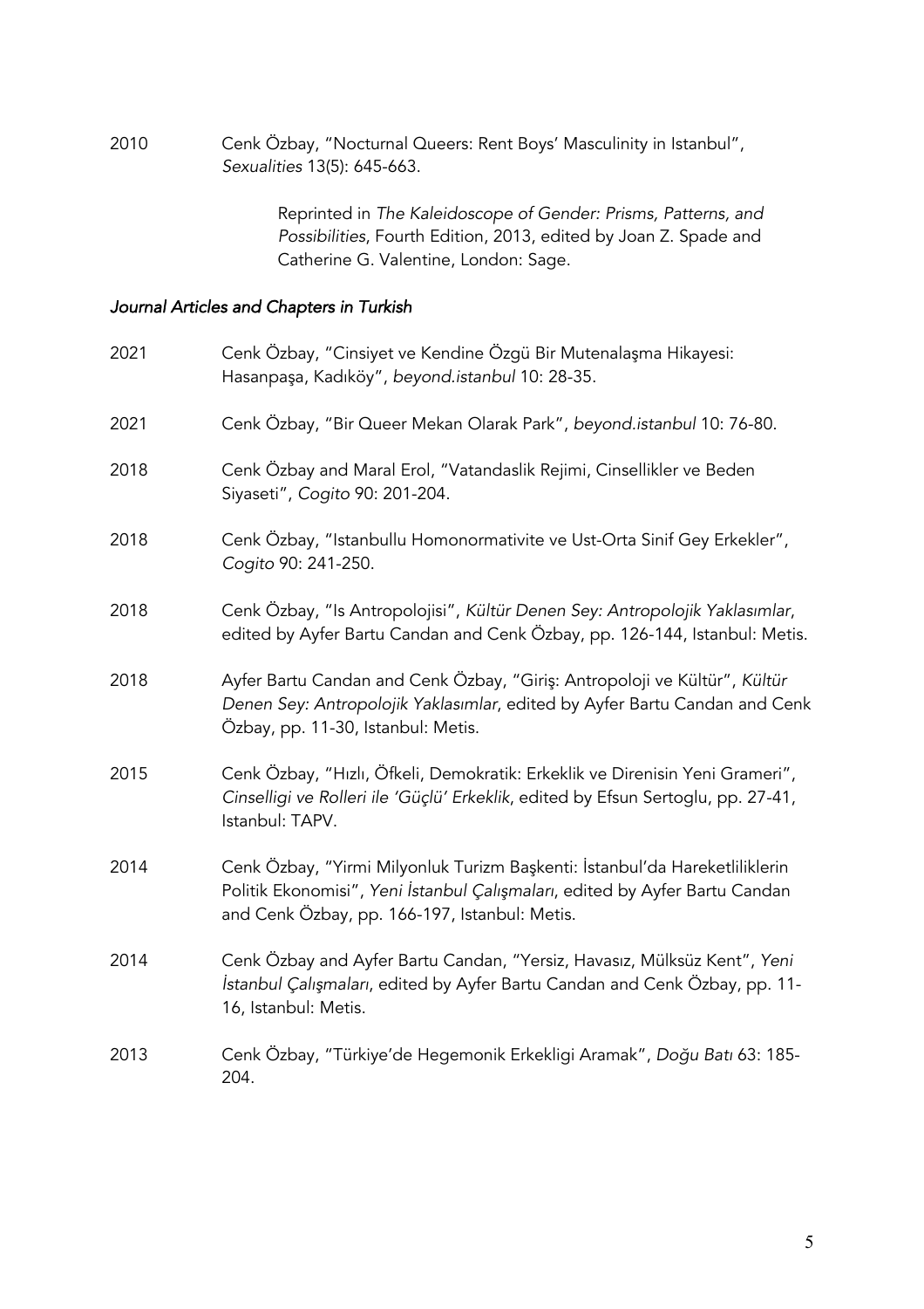2010 Cenk Özbay, "Nocturnal Queers: Rent Boys' Masculinity in Istanbul", *Sexualities* 13(5): 645-663.

> Reprinted in *The Kaleidoscope of Gender: Prisms, Patterns, and Possibilities*, Fourth Edition, 2013, edited by Joan Z. Spade and Catherine G. Valentine, London: Sage.

### *Journal Articles and Chapters in Turkish*

2021 Cenk Özbay, "Cinsiyet ve Kendine Özgü Bir Mutenalaşma Hikayesi: Hasanpaşa, Kadıköy", *beyond.istanbul* 10: 28-35.

2021 Cenk Özbay, "Bir Queer Mekan Olarak Park", *beyond.istanbul* 10: 76-80.

2018 Cenk Özbay and Maral Erol, "Vatandaslik Rejimi, Cinsellikler ve Beden Siyaseti", *Cogito* 90: 201-204.

2018 Cenk Özbay, "Istanbullu Homonormativite ve Ust-Orta Sinif Gey Erkekler", *Cogito* 90: 241-250.

2018 Cenk Özbay, "Is Antropolojisi", *Kültür Denen Sey: Antropolojik Yaklasımlar*, edited by Ayfer Bartu Candan and Cenk Özbay, pp. 126-144, Istanbul: Metis.

2018 Ayfer Bartu Candan and Cenk Özbay, "Giriş: Antropoloji ve Kültür", *Kültür Denen Sey: Antropolojik Yaklasımlar*, edited by Ayfer Bartu Candan and Cenk Özbay, pp. 11-30, Istanbul: Metis.

2015 Cenk Özbay, "Hızlı, Öfkeli, Demokratik: Erkeklik ve Direnisin Yeni Grameri", *Cinselligi ve Rolleri ile 'Güçlü' Erkeklik*, edited by Efsun Sertoglu, pp. 27-41, Istanbul: TAPV.

2014 Cenk Özbay, "Yirmi Milyonluk Turizm Başkenti: İstanbul'da Hareketliliklerin Politik Ekonomisi", *Yeni İstanbul Çalışmaları*, edited by Ayfer Bartu Candan and Cenk Özbay, pp. 166-197, Istanbul: Metis.

2014 Cenk Özbay and Ayfer Bartu Candan, "Yersiz, Havasız, Mülksüz Kent", *Yeni İstanbul Çalışmaları*, edited by Ayfer Bartu Candan and Cenk Özbay, pp. 11-16, Istanbul: Metis.

2013 Cenk Özbay, "Türkiye'de Hegemonik Erkekligi Aramak", *Doğu Batı* 63: 185-204.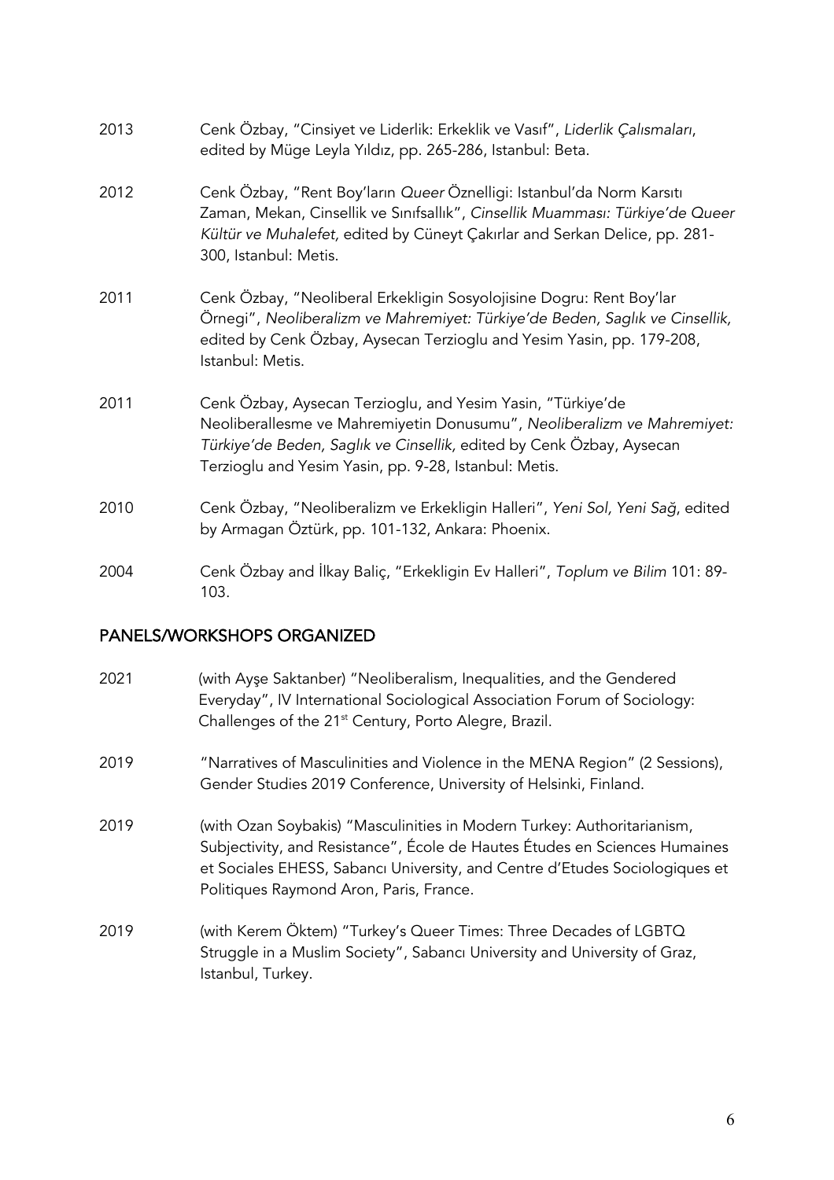2013 Cenk Özbay, "Cinsiyet ve Liderlik: Erkeklik ve Vasıf", *Liderlik Çalısmaları*, edited by Müge Leyla Yıldız, pp. 265-286, Istanbul: Beta.

2012 Cenk Özbay, "Rent Boy'ların *Queer* Öznelligi: Istanbul'da Norm Karsıtı Zaman, Mekan, Cinsellik ve Sınıfsallık", *Cinsellik Muamması: Türkiye'de Queer Kültür ve Muhalefet,* edited by Cüneyt Çakırlar and Serkan Delice, pp. 281-300, Istanbul: Metis.

2011 Cenk Özbay, "Neoliberal Erkekligin Sosyolojisine Dogru: Rent Boy'lar Örnegi", *Neoliberalizm ve Mahremiyet: Türkiye'de Beden, Saglık ve Cinsellik,* edited by Cenk Özbay, Aysecan Terzioglu and Yesim Yasin, pp. 179-208, Istanbul: Metis.

2011 Cenk Özbay, Aysecan Terzioglu, and Yesim Yasin, "Türkiye'de Neoliberallesme ve Mahremiyetin Donusumu", *Neoliberalizm ve Mahremiyet: Türkiye'de Beden, Saglık ve Cinsellik,* edited by Cenk Özbay, Aysecan Terzioglu and Yesim Yasin, pp. 9-28, Istanbul: Metis.

2010 Cenk Özbay, "Neoliberalizm ve Erkekligin Halleri", *Yeni Sol, Yeni Sağ*, edited by Armagan Öztürk, pp. 101-132, Ankara: Phoenix.

2004 Cenk Özbay and İlkay Baliç, "Erkekligin Ev Halleri", *Toplum ve Bilim* 101: 89-103.

## PANELS/WORKSHOPS ORGANIZED

2021 (with Ayşe Saktanber) "Neoliberalism, Inequalities, and the Gendered Everyday", IV International Sociological Association Forum of Sociology: Challenges of the 21st Century, Porto Alegre, Brazil.

2019 "Narratives of Masculinities and Violence in the MENA Region" (2 Sessions), Gender Studies 2019 Conference, University of Helsinki, Finland.

2019 (with Ozan Soybakis) "Masculinities in Modern Turkey: Authoritarianism, Subjectivity, and Resistance", École de Hautes Études en Sciences Humaines et Sociales EHESS, Sabancı University, and Centre d'Etudes Sociologiques et Politiques Raymond Aron, Paris, France.

2019 (with Kerem Öktem) "Turkey's Queer Times: Three Decades of LGBTQ Struggle in a Muslim Society", Sabancı University and University of Graz, Istanbul, Turkey.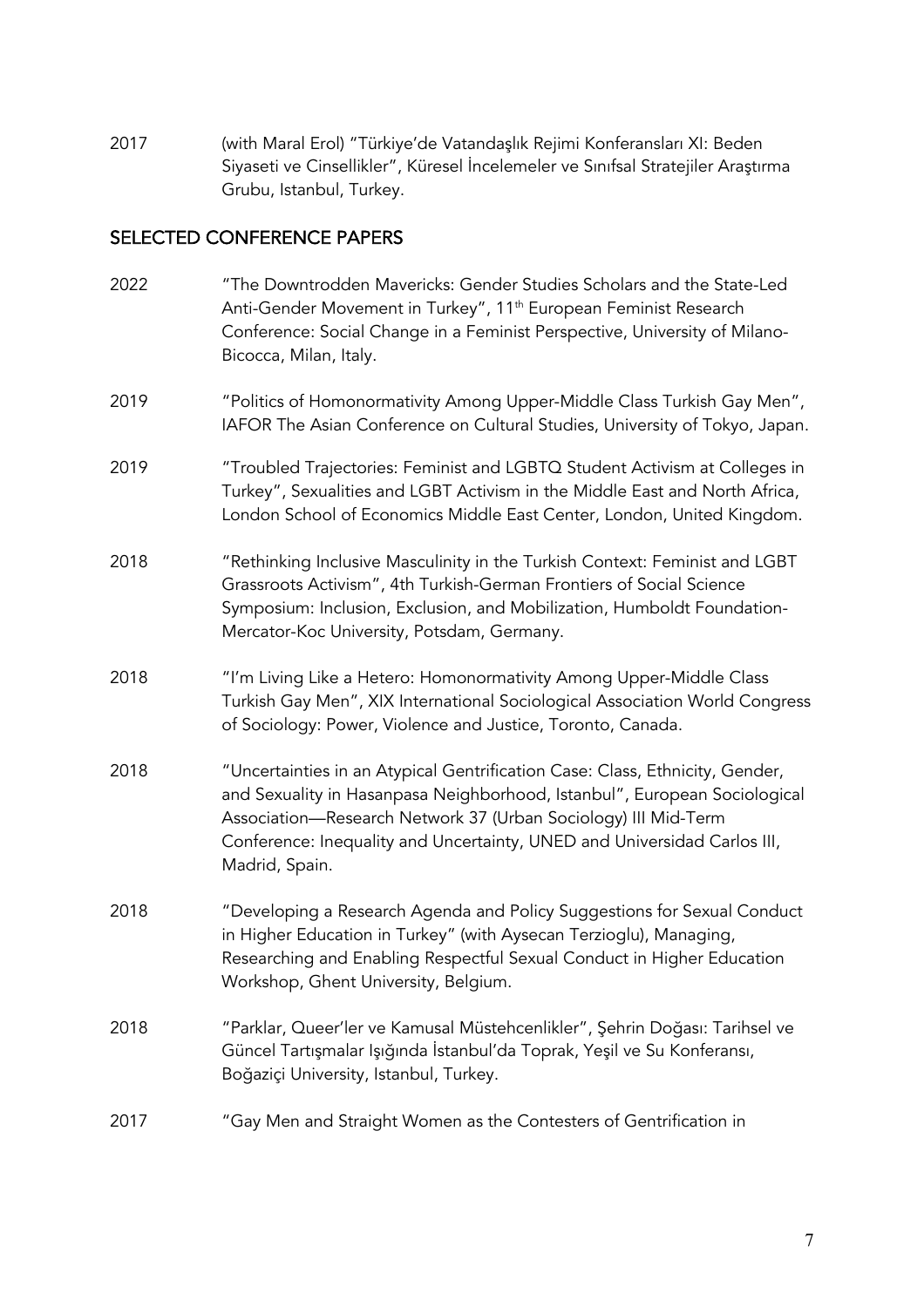2017 (with Maral Erol) "Türkiye'de Vatandaşlık Rejimi Konferansları XI: Beden Siyaseti ve Cinsellikler", Küresel İncelemeler ve Sınıfsal Stratejiler Araştırma Grubu, Istanbul, Turkey.

## SELECTED CONFERENCE PAPERS

2022 "The Downtrodden Mavericks: Gender Studies Scholars and the State-Led Anti-Gender Movement in Turkey", 11th European Feminist Research Conference: Social Change in a Feminist Perspective, University of Milano-Bicocca, Milan, Italy.

2019 "Politics of Homonormativity Among Upper-Middle Class Turkish Gay Men", IAFOR The Asian Conference on Cultural Studies, University of Tokyo, Japan.

2019 "Troubled Trajectories: Feminist and LGBTQ Student Activism at Colleges in Turkey", Sexualities and LGBT Activism in the Middle East and North Africa, London School of Economics Middle East Center, London, United Kingdom.

2018 "Rethinking Inclusive Masculinity in the Turkish Context: Feminist and LGBT Grassroots Activism", 4th Turkish-German Frontiers of Social Science Symposium: Inclusion, Exclusion, and Mobilization, Humboldt Foundation-Mercator-Koc University, Potsdam, Germany.

2018 "I'm Living Like a Hetero: Homonormativity Among Upper-Middle Class Turkish Gay Men", XIX International Sociological Association World Congress of Sociology: Power, Violence and Justice, Toronto, Canada.

2018 "Uncertainties in an Atypical Gentrification Case: Class, Ethnicity, Gender, and Sexuality in Hasanpasa Neighborhood, Istanbul", European Sociological Association—Research Network 37 (Urban Sociology) III Mid-Term Conference: Inequality and Uncertainty, UNED and Universidad Carlos III, Madrid, Spain.

2018 "Developing a Research Agenda and Policy Suggestions for Sexual Conduct in Higher Education in Turkey" (with Aysecan Terzioglu), Managing, Researching and Enabling Respectful Sexual Conduct in Higher Education Workshop, Ghent University, Belgium.

2018 "Parklar, Queer'ler ve Kamusal Müstehcenlikler", Şehrin Doğası: Tarihsel ve Güncel Tartışmalar Işığında İstanbul'da Toprak, Yeşil ve Su Konferansı, Boğaziçi University, Istanbul, Turkey.

2017 "Gay Men and Straight Women as the Contesters of Gentrification in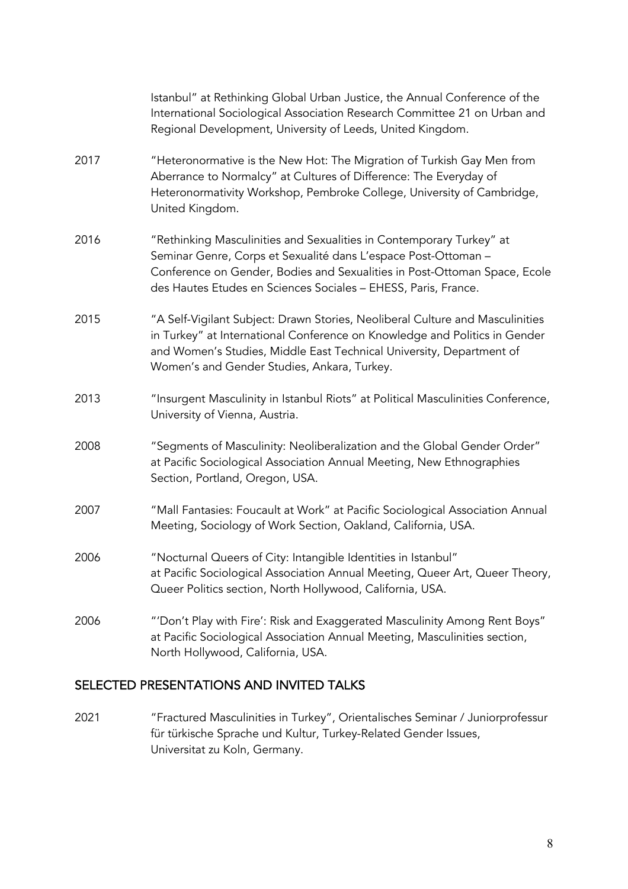Istanbul" at Rethinking Global Urban Justice, the Annual Conference of the International Sociological Association Research Committee 21 on Urban and Regional Development, University of Leeds, United Kingdom.

2017 "Heteronormative is the New Hot: The Migration of Turkish Gay Men from Aberrance to Normalcy" at Cultures of Difference: The Everyday of Heteronormativity Workshop, Pembroke College, University of Cambridge, United Kingdom.

2016 "Rethinking Masculinities and Sexualities in Contemporary Turkey" at Seminar Genre, Corps et Sexualité dans L'espace Post-Ottoman – Conference on Gender, Bodies and Sexualities in Post-Ottoman Space, Ecole des Hautes Etudes en Sciences Sociales – EHESS, Paris, France.

2015 "A Self-Vigilant Subject: Drawn Stories, Neoliberal Culture and Masculinities in Turkey" at International Conference on Knowledge and Politics in Gender and Women's Studies, Middle East Technical University, Department of Women's and Gender Studies, Ankara, Turkey.

2013 "Insurgent Masculinity in Istanbul Riots" at Political Masculinities Conference, University of Vienna, Austria.

2008 "Segments of Masculinity: Neoliberalization and the Global Gender Order" at Pacific Sociological Association Annual Meeting, New Ethnographies Section, Portland, Oregon, USA.

2007 "Mall Fantasies: Foucault at Work" at Pacific Sociological Association Annual Meeting, Sociology of Work Section, Oakland, California, USA.

2006 "Nocturnal Queers of City: Intangible Identities in Istanbul" at Pacific Sociological Association Annual Meeting, Queer Art, Queer Theory, Queer Politics section, North Hollywood, California, USA.

2006 "'Don't Play with Fire': Risk and Exaggerated Masculinity Among Rent Boys" at Pacific Sociological Association Annual Meeting, Masculinities section, North Hollywood, California, USA.

## SELECTED PRESENTATIONS AND INVITED TALKS

2021 "Fractured Masculinities in Turkey", Orientalisches Seminar / Juniorprofessur für türkische Sprache und Kultur, Turkey-Related Gender Issues, Universitat zu Koln, Germany.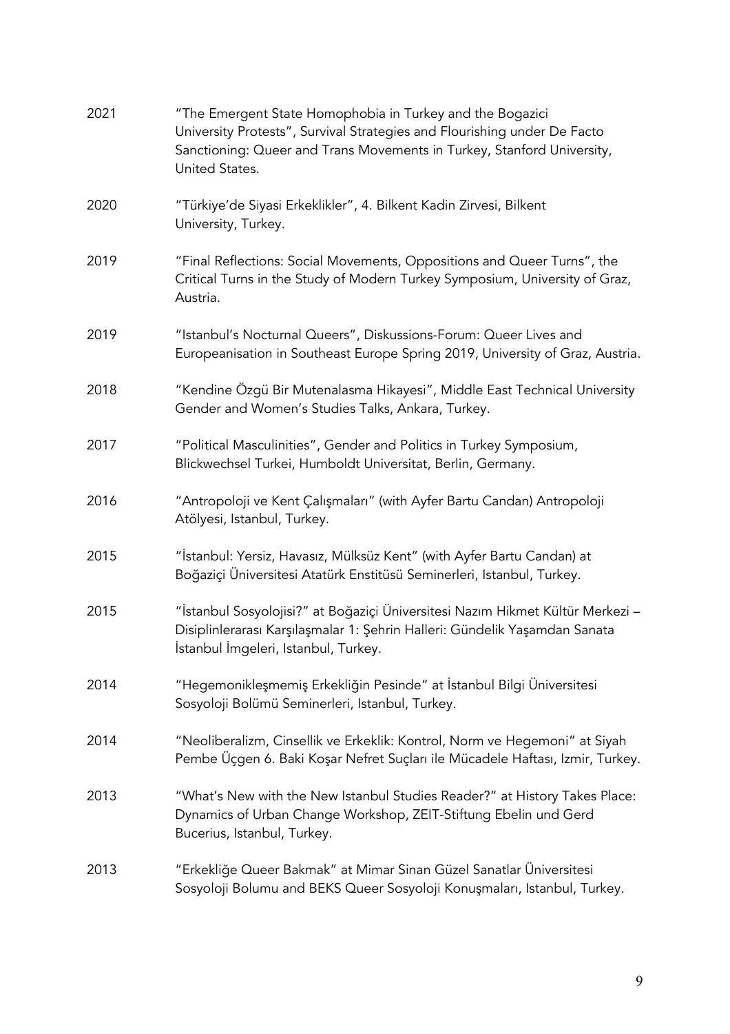2021 "The Emergent State Homophobia in Turkey and the Bogazici University Protests", Survival Strategies and Flourishing under De Facto Sanctioning: Queer and Trans Movements in Turkey, Stanford University, United States.

2020 "Türkiye'de Siyasi Erkeklikler", 4. Bilkent Kadin Zirvesi, Bilkent University, Turkey.

2019 "Final Reflections: Social Movements, Oppositions and Queer Turns", the Critical Turns in the Study of Modern Turkey Symposium, University of Graz, Austria.

2019 "Istanbul's Nocturnal Queers", Diskussions-Forum: Queer Lives and Europeanisation in Southeast Europe Spring 2019, University of Graz, Austria.

2018 "Kendine Özgü Bir Mutenalasma Hikayesi", Middle East Technical University Gender and Women's Studies Talks, Ankara, Turkey.

2017 "Political Masculinities", Gender and Politics in Turkey Symposium, Blickwechsel Turkei, Humboldt Universitat, Berlin, Germany.

2016 "Antropoloji ve Kent Çalışmaları" (with Ayfer Bartu Candan) Antropoloji Atölyesi, Istanbul, Turkey.

2015 "İstanbul: Yersiz, Havasız, Mülksüz Kent" (with Ayfer Bartu Candan) at Boğaziçi Üniversitesi Atatürk Enstitüsü Seminerleri, Istanbul, Turkey.

2015 "İstanbul Sosyolojisi?" at Boğaziçi Üniversitesi Nazım Hikmet Kültür Merkezi – Disiplinlerarası Karşılaşmalar 1: Şehrin Halleri: Gündelik Yaşamdan Sanata İstanbul İmgeleri, Istanbul, Turkey.

2014 "Hegemonikleşmemiş Erkekliğin Pesinde" at İstanbul Bilgi Üniversitesi Sosyoloji Bolümü Seminerleri, Istanbul, Turkey.

2014 "Neoliberalizm, Cinsellik ve Erkeklik: Kontrol, Norm ve Hegemoni" at Siyah Pembe Üçgen 6. Baki Koşar Nefret Suçları ile Mücadele Haftası, Izmir, Turkey.

2013 "What's New with the New Istanbul Studies Reader?" at History Takes Place: Dynamics of Urban Change Workshop, ZEIT-Stiftung Ebelin und Gerd Bucerius, Istanbul, Turkey.

2013 "Erkekliğe Queer Bakmak" at Mimar Sinan Güzel Sanatlar Üniversitesi Sosyoloji Bolumu and BEKS Queer Sosyoloji Konuşmaları, Istanbul, Turkey.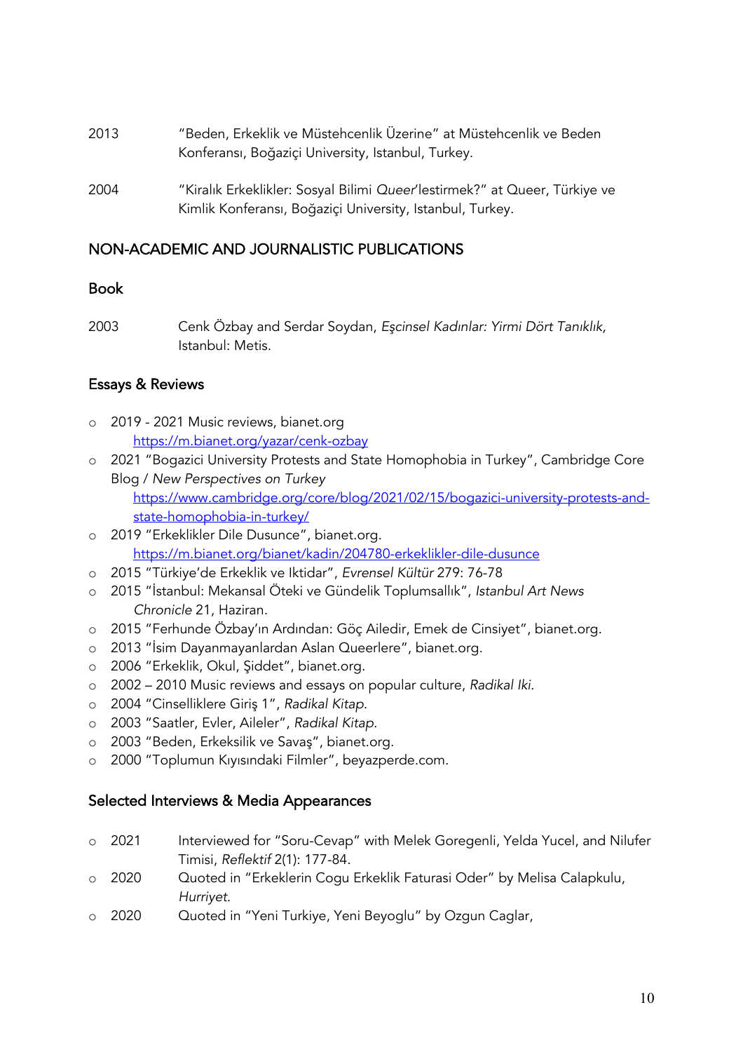2013 "Beden, Erkeklik ve Müstehcenlik Üzerine" at Müstehcenlik ve Beden Konferansı, Boğaziçi University, Istanbul, Turkey.

2004 "Kiralık Erkeklikler: Sosyal Bilimi *Queer*'lestirmek?" at Queer, Türkiye ve Kimlik Konferansı, Boğaziçi University, Istanbul, Turkey.

## NON-ACADEMIC AND JOURNALISTIC PUBLICATIONS

### Book

2003 Cenk Özbay and Serdar Soydan, *Eşcinsel Kadınlar: Yirmi Dört Tanıklık*, Istanbul: Metis.

### Essays & Reviews

- 2019 - 2021 Music reviews, bianet.org [https://m.bianet.org/yazar/cenk-ozbay](https://m.bianet.org/yazar/cenk-ozbay)
- 2021 "Bogazici University Protests and State Homophobia in Turkey", Cambridge Core Blog / *New Perspectives on Turkey* [https://www.cambridge.org/core/blog/2021/02/15/bogazici-university-protests-and-state-homophobia-in-turkey/](https://www.cambridge.org/core/blog/2021/02/15/bogazici-university-protests-and-state-homophobia-in-turkey/)
- 2019 "Erkeklikler Dile Dusunce", bianet.org. [https://m.bianet.org/bianet/kadin/204780-erkeklikler-dile-dusunce](https://m.bianet.org/bianet/kadin/204780-erkeklikler-dile-dusunce)
- 2015 "Türkiye'de Erkeklik ve Iktidar", *Evrensel Kültür* 279: 76-78
- 2015 "İstanbul: Mekansal Öteki ve Gündelik Toplumsallık", *Istanbul Art News Chronicle* 21, Haziran.
- 2015 "Ferhunde Özbay'ın Ardından: Göç Ailedir, Emek de Cinsiyet", bianet.org.
- 2013 "İsim Dayanmayanlardan Aslan Queerlere", bianet.org.
- 2006 "Erkeklik, Okul, Şiddet", bianet.org.
- 2002 – 2010 Music reviews and essays on popular culture, *Radikal Iki*.
- 2004 "Cinselliklere Giriş 1", *Radikal Kitap*.
- 2003 "Saatler, Evler, Aileler", *Radikal Kitap*.
- 2003 "Beden, Erkeksilik ve Savaş", bianet.org.
- 2000 "Toplumun Kıyısındaki Filmler", beyazperde.com.

### Selected Interviews & Media Appearances

- 2021 Interviewed for "Soru-Cevap" with Melek Goregenli, Yelda Yucel, and Nilufer Timisi, *Reflektif* 2(1): 177-84.
- 2020 Quoted in "Erkeklerin Cogu Erkeklik Faturasi Oder" by Melisa Calapkulu, *Hurriyet*.
- 2020 Quoted in "Yeni Turkiye, Yeni Beyoglu" by Ozgun Caglar,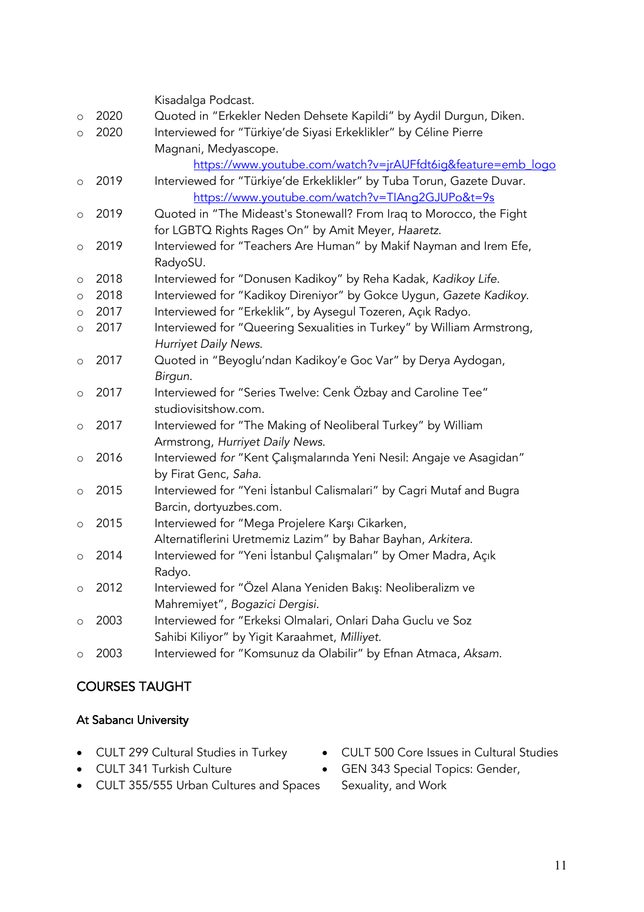Kisadalga Podcast.

- 2020 Quoted in "Erkekler Neden Dehsete Kapildi" by Aydil Durgun, Diken.
- 2020 Interviewed for "Türkiye'de Siyasi Erkeklikler" by Céline Pierre Magnani, Medyascope. https://www.youtube.com/watch?v=jrAUFfdt6ig&feature=emb_logo
- 2019 Interviewed for "Türkiye'de Erkeklikler" by Tuba Torun, Gazete Duvar. https://www.youtube.com/watch?v=TIAng2GJUPo&t=9s
- 2019 Quoted in "The Mideast's Stonewall? From Iraq to Morocco, the Fight for LGBTQ Rights Rages On" by Amit Meyer, *Haaretz*.
- 2019 Interviewed for "Teachers Are Human" by Makif Nayman and Irem Efe, RadyoSU.
- 2018 Interviewed for "Donusen Kadikoy" by Reha Kadak, *Kadikoy Life*.
- 2018 Interviewed for "Kadikoy Direniyor" by Gokce Uygun, *Gazete Kadikoy*.
- 2017 Interviewed for "Erkeklik", by Aysegul Tozeren, Açık Radyo.
- 2017 Interviewed for "Queering Sexualities in Turkey" by William Armstrong, *Hurriyet Daily News*.
- 2017 Quoted in "Beyoglu'ndan Kadikoy'e Goc Var" by Derya Aydogan, *Birgun*.
- 2017 Interviewed for "Series Twelve: Cenk Özbay and Caroline Tee" studiovisitshow.com.
- 2017 Interviewed for "The Making of Neoliberal Turkey" by William Armstrong, *Hurriyet Daily News*.
- 2016 Interviewed *for* "Kent Çalışmalarında Yeni Nesil: Angaje ve Asagidan" by Firat Genc, *Saha*.
- 2015 Interviewed for "Yeni İstanbul Calismalari" by Cagri Mutaf and Bugra Barcin, dortyuzbes.com.
- 2015 Interviewed for "Mega Projelere Karşı Cikarken, Alternatiflerini Uretmemiz Lazim" by Bahar Bayhan, *Arkitera*.
- 2014 Interviewed for "Yeni İstanbul Çalışmaları" by Omer Madra, Açık Radyo.
- 2012 Interviewed for "Özel Alana Yeniden Bakış: Neoliberalizm ve Mahremiyet", *Bogazici Dergisi*.
- 2003 Interviewed for "Erkeksi Olmalari, Onlari Daha Guclu ve Soz Sahibi Kiliyor" by Yigit Karaahmet, *Milliyet*.
- 2003 Interviewed for "Komsunuz da Olabilir" by Efnan Atmaca, *Aksam*.

## COURSES TAUGHT

### At Sabancı University

- CULT 299 Cultural Studies in Turkey
- CULT 341 Turkish Culture
- CULT 355/555 Urban Cultures and Spaces
- CULT 500 Core Issues in Cultural Studies
- GEN 343 Special Topics: Gender, Sexuality, and Work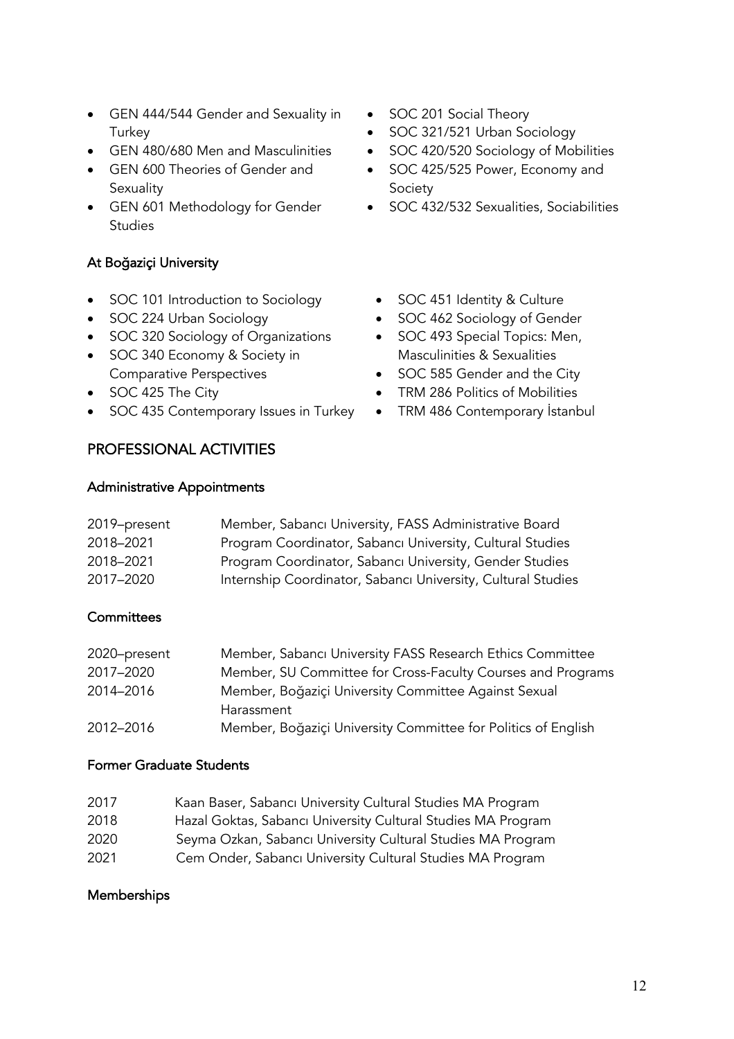- GEN 444/544 Gender and Sexuality in Turkey
- GEN 480/680 Men and Masculinities
- GEN 600 Theories of Gender and Sexuality
- GEN 601 Methodology for Gender Studies
- SOC 201 Social Theory
- SOC 321/521 Urban Sociology
- SOC 420/520 Sociology of Mobilities
- SOC 425/525 Power, Economy and Society
- SOC 432/532 Sexualities, Sociabilities

### At Boğaziçi University

- SOC 101 Introduction to Sociology
- SOC 224 Urban Sociology
- SOC 320 Sociology of Organizations
- SOC 340 Economy & Society in Comparative Perspectives
- SOC 425 The City
- SOC 435 Contemporary Issues in Turkey
- SOC 451 Identity & Culture
- SOC 462 Sociology of Gender
- SOC 493 Special Topics: Men, Masculinities & Sexualities
- SOC 585 Gender and the City
- TRM 286 Politics of Mobilities
- TRM 486 Contemporary İstanbul

## PROFESSIONAL ACTIVITIES

### Administrative Appointments

| | |
|---|---|
| 2019–present | Member, Sabancı University, FASS Administrative Board |
| 2018–2021 | Program Coordinator, Sabancı University, Cultural Studies |
| 2018–2021 | Program Coordinator, Sabancı University, Gender Studies |
| 2017–2020 | Internship Coordinator, Sabancı University, Cultural Studies |

### Committees

| | |
|---|---|
| 2020–present | Member, Sabancı University FASS Research Ethics Committee |
| 2017–2020 | Member, SU Committee for Cross-Faculty Courses and Programs |
| 2014–2016 | Member, Boğaziçi University Committee Against Sexual Harassment |
| 2012–2016 | Member, Boğaziçi University Committee for Politics of English |

### Former Graduate Students

| | |
|---|---|
| 2017 | Kaan Baser, Sabancı University Cultural Studies MA Program |
| 2018 | Hazal Goktas, Sabancı University Cultural Studies MA Program |
| 2020 | Seyma Ozkan, Sabancı University Cultural Studies MA Program |
| 2021 | Cem Onder, Sabancı University Cultural Studies MA Program |

### Memberships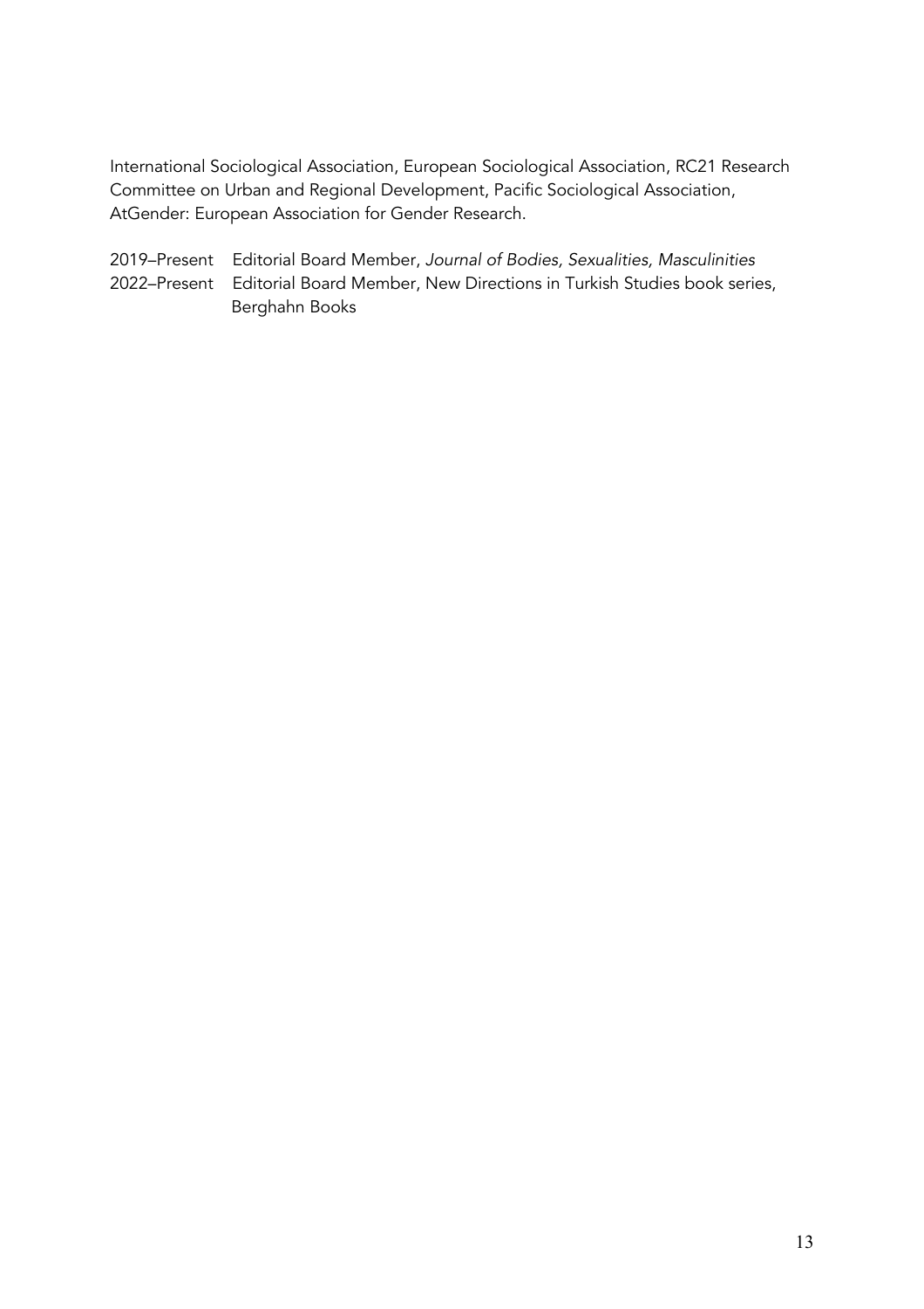International Sociological Association, European Sociological Association, RC21 Research Committee on Urban and Regional Development, Pacific Sociological Association, AtGender: European Association for Gender Research.

2019–Present Editorial Board Member, *Journal of Bodies, Sexualities, Masculinities*

2022–Present Editorial Board Member, New Directions in Turkish Studies book series, Berghahn Books